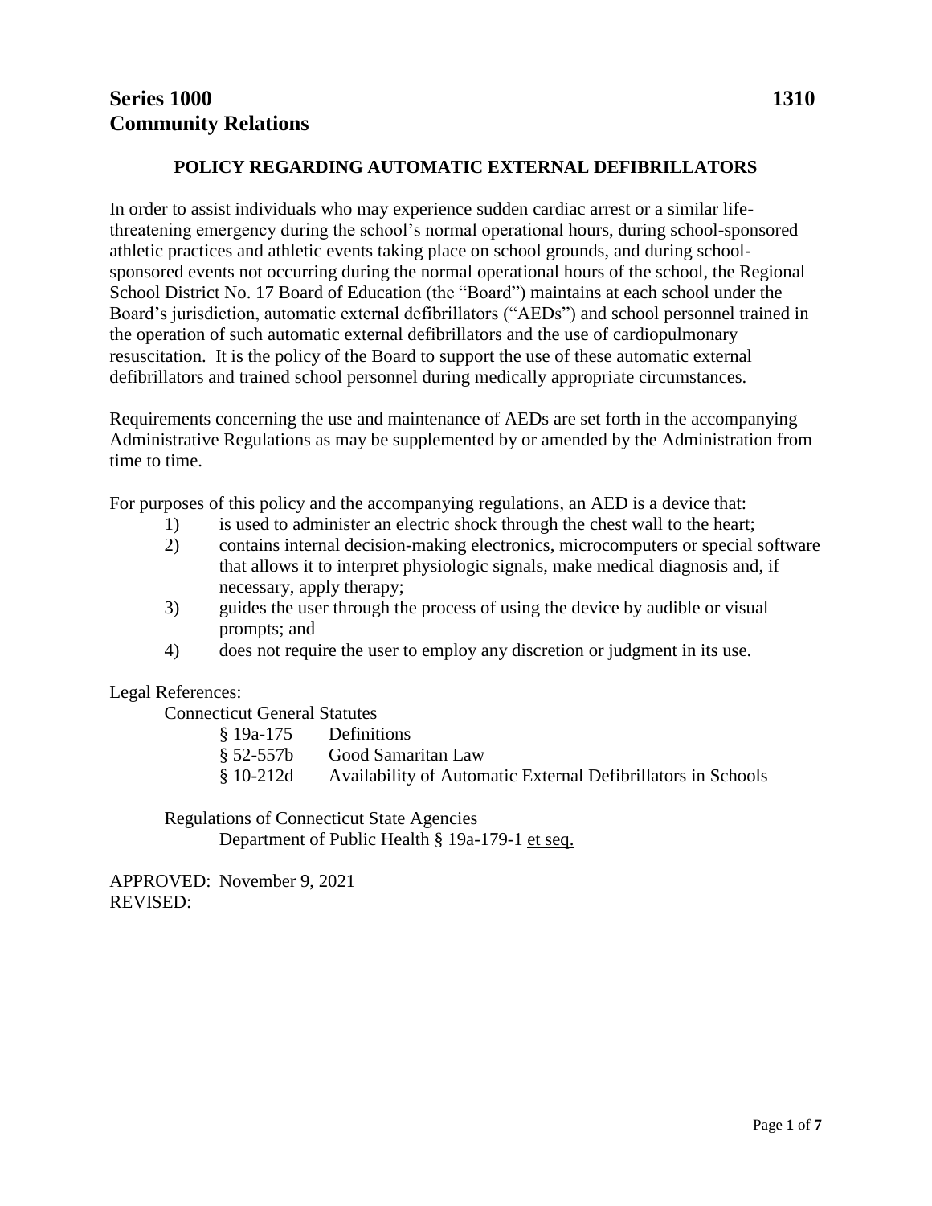**Series 1000** **1310**
**Community Relations**

## POLICY REGARDING AUTOMATIC EXTERNAL DEFIBRILLATORS

In order to assist individuals who may experience sudden cardiac arrest or a similar life-threatening emergency during the school's normal operational hours, during school-sponsored athletic practices and athletic events taking place on school grounds, and during school-sponsored events not occurring during the normal operational hours of the school, the Regional School District No. 17 Board of Education (the "Board") maintains at each school under the Board's jurisdiction, automatic external defibrillators ("AEDs") and school personnel trained in the operation of such automatic external defibrillators and the use of cardiopulmonary resuscitation. It is the policy of the Board to support the use of these automatic external defibrillators and trained school personnel during medically appropriate circumstances.

Requirements concerning the use and maintenance of AEDs are set forth in the accompanying Administrative Regulations as may be supplemented by or amended by the Administration from time to time.

For purposes of this policy and the accompanying regulations, an AED is a device that:

1) is used to administer an electric shock through the chest wall to the heart;
2) contains internal decision-making electronics, microcomputers or special software that allows it to interpret physiologic signals, make medical diagnosis and, if necessary, apply therapy;
3) guides the user through the process of using the device by audible or visual prompts; and
4) does not require the user to employ any discretion or judgment in its use.

Legal References:

Connecticut General Statutes

§ 19a-175 Definitions
§ 52-557b Good Samaritan Law
§ 10-212d Availability of Automatic External Defibrillators in Schools

Regulations of Connecticut State Agencies
Department of Public Health § 19a-179-1 et seq.

APPROVED: November 9, 2021
REVISED: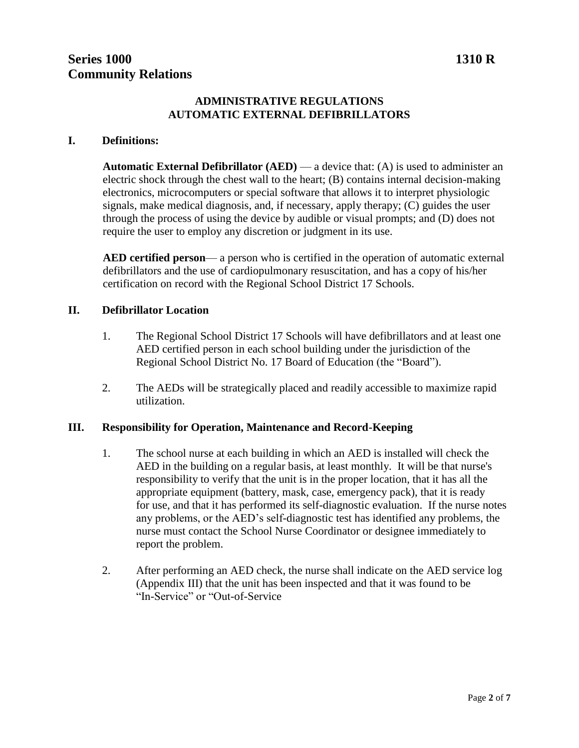**Series 1000** **1310 R**
**Community Relations**

## ADMINISTRATIVE REGULATIONS
## AUTOMATIC EXTERNAL DEFIBRILLATORS

### I. Definitions:

**Automatic External Defibrillator (AED)** — a device that: (A) is used to administer an electric shock through the chest wall to the heart; (B) contains internal decision-making electronics, microcomputers or special software that allows it to interpret physiologic signals, make medical diagnosis, and, if necessary, apply therapy; (C) guides the user through the process of using the device by audible or visual prompts; and (D) does not require the user to employ any discretion or judgment in its use.

**AED certified person**— a person who is certified in the operation of automatic external defibrillators and the use of cardiopulmonary resuscitation, and has a copy of his/her certification on record with the Regional School District 17 Schools.

### II. Defibrillator Location

1. The Regional School District 17 Schools will have defibrillators and at least one AED certified person in each school building under the jurisdiction of the Regional School District No. 17 Board of Education (the "Board").
2. The AEDs will be strategically placed and readily accessible to maximize rapid utilization.

### III. Responsibility for Operation, Maintenance and Record-Keeping

1. The school nurse at each building in which an AED is installed will check the AED in the building on a regular basis, at least monthly. It will be that nurse's responsibility to verify that the unit is in the proper location, that it has all the appropriate equipment (battery, mask, case, emergency pack), that it is ready for use, and that it has performed its self-diagnostic evaluation. If the nurse notes any problems, or the AED's self-diagnostic test has identified any problems, the nurse must contact the School Nurse Coordinator or designee immediately to report the problem.
2. After performing an AED check, the nurse shall indicate on the AED service log (Appendix III) that the unit has been inspected and that it was found to be "In-Service" or "Out-of-Service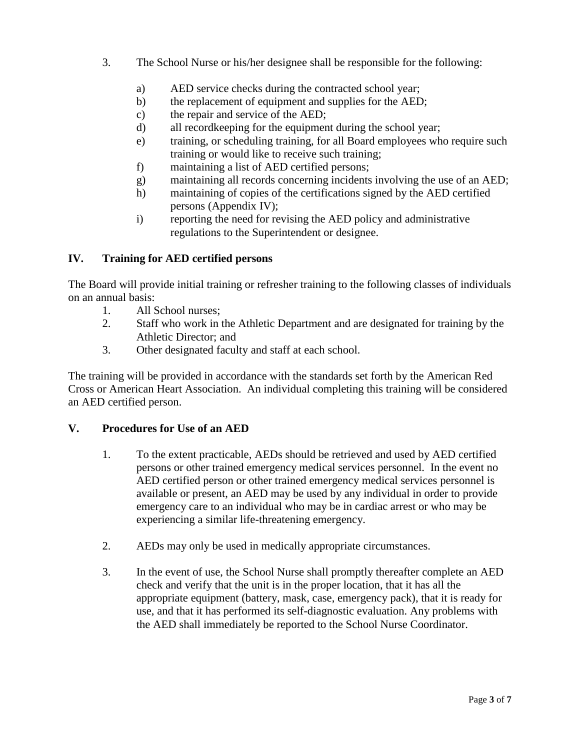3. The School Nurse or his/her designee shall be responsible for the following:

    a) AED service checks during the contracted school year;
    b) the replacement of equipment and supplies for the AED;
    c) the repair and service of the AED;
    d) all recordkeeping for the equipment during the school year;
    e) training, or scheduling training, for all Board employees who require such training or would like to receive such training;
    f) maintaining a list of AED certified persons;
    g) maintaining all records concerning incidents involving the use of an AED;
    h) maintaining of copies of the certifications signed by the AED certified persons (Appendix IV);
    i) reporting the need for revising the AED policy and administrative regulations to the Superintendent or designee.

## IV. Training for AED certified persons

The Board will provide initial training or refresher training to the following classes of individuals on an annual basis:

1. All School nurses;
2. Staff who work in the Athletic Department and are designated for training by the Athletic Director; and
3. Other designated faculty and staff at each school.

The training will be provided in accordance with the standards set forth by the American Red Cross or American Heart Association. An individual completing this training will be considered an AED certified person.

## V. Procedures for Use of an AED

1. To the extent practicable, AEDs should be retrieved and used by AED certified persons or other trained emergency medical services personnel. In the event no AED certified person or other trained emergency medical services personnel is available or present, an AED may be used by any individual in order to provide emergency care to an individual who may be in cardiac arrest or who may be experiencing a similar life-threatening emergency.

2. AEDs may only be used in medically appropriate circumstances.

3. In the event of use, the School Nurse shall promptly thereafter complete an AED check and verify that the unit is in the proper location, that it has all the appropriate equipment (battery, mask, case, emergency pack), that it is ready for use, and that it has performed its self-diagnostic evaluation. Any problems with the AED shall immediately be reported to the School Nurse Coordinator.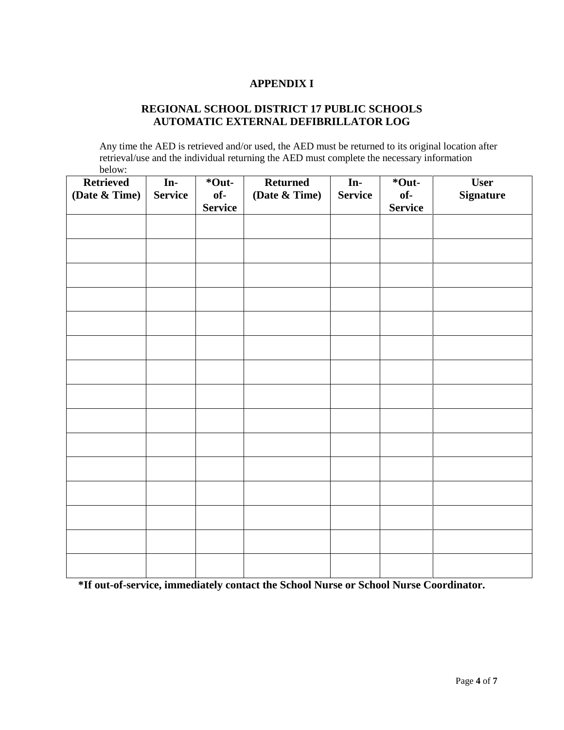# APPENDIX I

## REGIONAL SCHOOL DISTRICT 17 PUBLIC SCHOOLS
## AUTOMATIC EXTERNAL DEFIBRILLATOR LOG

Any time the AED is retrieved and/or used, the AED must be returned to its original location after retrieval/use and the individual returning the AED must complete the necessary information below:

| Retrieved (Date & Time) | In-Service | *Out-of-Service | Returned (Date & Time) | In-Service | *Out-of-Service | User Signature |
|---|---|---|---|---|---|---|
| | | | | | | |
| | | | | | | |
| | | | | | | |
| | | | | | | |
| | | | | | | |
| | | | | | | |
| | | | | | | |
| | | | | | | |
| | | | | | | |
| | | | | | | |
| | | | | | | |
| | | | | | | |
| | | | | | | |
| | | | | | | |
| | | | | | | |

**\*If out-of-service, immediately contact the School Nurse or School Nurse Coordinator.**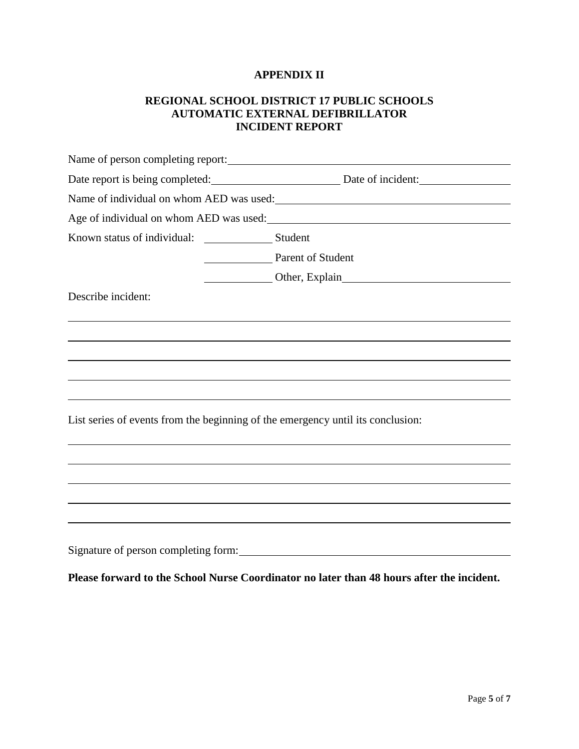**APPENDIX II**

**REGIONAL SCHOOL DISTRICT 17 PUBLIC SCHOOLS**
**AUTOMATIC EXTERNAL DEFIBRILLATOR**
**INCIDENT REPORT**

Name of person completing report: ______________________________________________

Date report is being completed: _______________________ Date of incident: ________________

Name of individual on whom AED was used: ____________________________________

Age of individual on whom AED was used: _____________________________________

Known status of individual: ____________ Student

____________ Parent of Student

____________ Other, Explain ______________________________

Describe incident:

_____________________________________________________________________________

_____________________________________________________________________________

_____________________________________________________________________________

_____________________________________________________________________________

_____________________________________________________________________________

List series of events from the beginning of the emergency until its conclusion:

_____________________________________________________________________________

_____________________________________________________________________________

_____________________________________________________________________________

_____________________________________________________________________________

_____________________________________________________________________________

Signature of person completing form: __________________________________________

**Please forward to the School Nurse Coordinator no later than 48 hours after the incident.**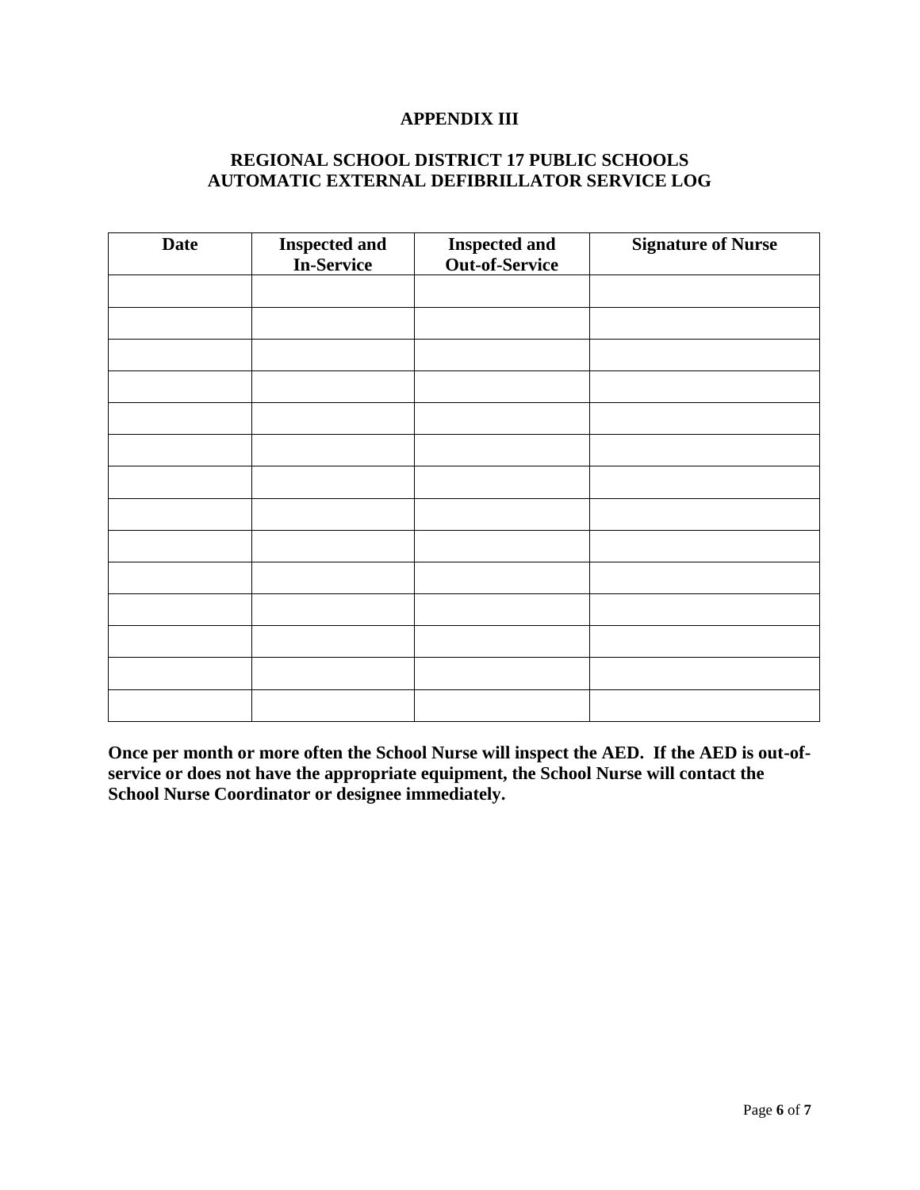## APPENDIX III

## REGIONAL SCHOOL DISTRICT 17 PUBLIC SCHOOLS
## AUTOMATIC EXTERNAL DEFIBRILLATOR SERVICE LOG

| Date | Inspected and In-Service | Inspected and Out-of-Service | Signature of Nurse |
|---|---|---|---|
| | | | |
| | | | |
| | | | |
| | | | |
| | | | |
| | | | |
| | | | |
| | | | |
| | | | |
| | | | |
| | | | |
| | | | |
| | | | |
| | | | |

**Once per month or more often the School Nurse will inspect the AED. If the AED is out-of-service or does not have the appropriate equipment, the School Nurse will contact the School Nurse Coordinator or designee immediately.**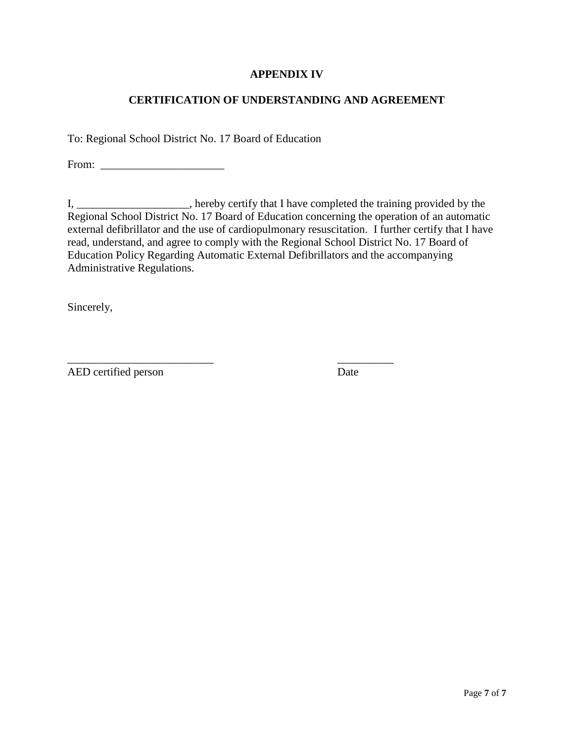**APPENDIX IV**

**CERTIFICATION OF UNDERSTANDING AND AGREEMENT**

To: Regional School District No. 17 Board of Education

From: ______________________

I, ____________________, hereby certify that I have completed the training provided by the Regional School District No. 17 Board of Education concerning the operation of an automatic external defibrillator and the use of cardiopulmonary resuscitation. I further certify that I have read, understand, and agree to comply with the Regional School District No. 17 Board of Education Policy Regarding Automatic External Defibrillators and the accompanying Administrative Regulations.

Sincerely,

__________________________ __________

AED certified person Date